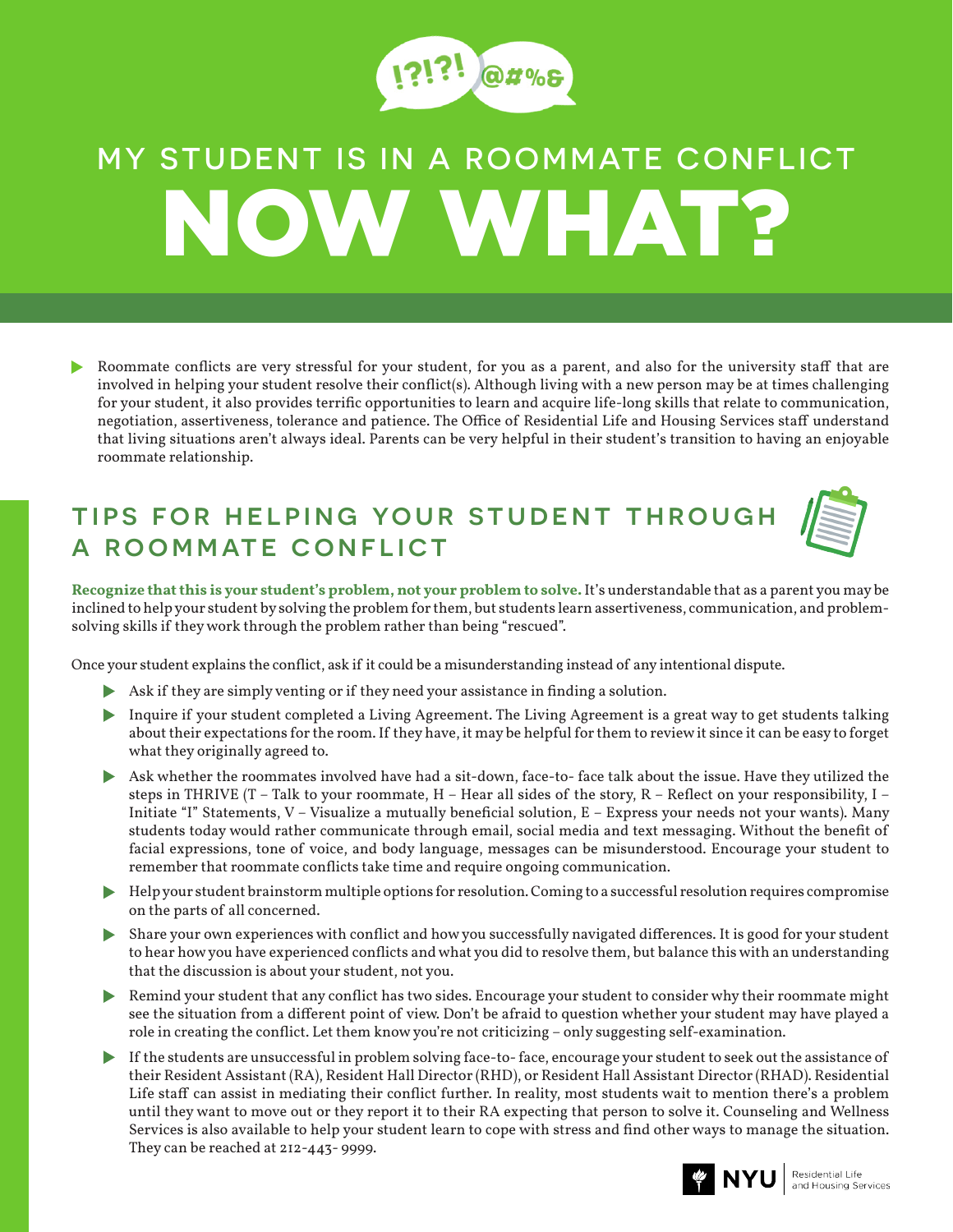# MY STUDENT IS IN A ROOMMATE CONFLICT NOW WHAT?

- Roommate conflicts are very stressful for your student, for you as a parent, and also for the university staff that are involved in helping your student resolve their conflict(s). Although living with a new person may be at times challenging for your student, it also provides terrific opportunities to learn and acquire life-long skills that relate to communication, negotiation, assertiveness, tolerance and patience. The Office of Residential Life and Housing Services staff understand that living situations aren't always ideal. Parents can be very helpful in their student's transition to having an enjoyable roommate relationship.

## TIPS FOR HELPING YOUR STUDENT THROUGH A ROOMMATE CONFLICT

**Recognize that this is your student's problem, not your problem to solve.** It's understandable that as a parent you may be inclined to help your student by solving the problem for them, but students learn assertiveness, communication, and problem-solving skills if they work through the problem rather than being "rescued".

Once your student explains the conflict, ask if it could be a misunderstanding instead of any intentional dispute.

- Ask if they are simply venting or if they need your assistance in finding a solution.
- Inquire if your student completed a Living Agreement. The Living Agreement is a great way to get students talking about their expectations for the room. If they have, it may be helpful for them to review it since it can be easy to forget what they originally agreed to.
- Ask whether the roommates involved have had a sit-down, face-to- face talk about the issue. Have they utilized the steps in THRIVE (T – Talk to your roommate, H – Hear all sides of the story, R – Reflect on your responsibility, I – Initiate "I" Statements, V – Visualize a mutually beneficial solution, E – Express your needs not your wants). Many students today would rather communicate through email, social media and text messaging. Without the benefit of facial expressions, tone of voice, and body language, messages can be misunderstood. Encourage your student to remember that roommate conflicts take time and require ongoing communication.
- Help your student brainstorm multiple options for resolution. Coming to a successful resolution requires compromise on the parts of all concerned.
- Share your own experiences with conflict and how you successfully navigated differences. It is good for your student to hear how you have experienced conflicts and what you did to resolve them, but balance this with an understanding that the discussion is about your student, not you.
- Remind your student that any conflict has two sides. Encourage your student to consider why their roommate might see the situation from a different point of view. Don't be afraid to question whether your student may have played a role in creating the conflict. Let them know you're not criticizing – only suggesting self-examination.
- If the students are unsuccessful in problem solving face-to- face, encourage your student to seek out the assistance of their Resident Assistant (RA), Resident Hall Director (RHD), or Resident Hall Assistant Director (RHAD). Residential Life staff can assist in mediating their conflict further. In reality, most students wait to mention there's a problem until they want to move out or they report it to their RA expecting that person to solve it. Counseling and Wellness Services is also available to help your student learn to cope with stress and find other ways to manage the situation. They can be reached at 212-443- 9999.

NYU | Residential Life and Housing Services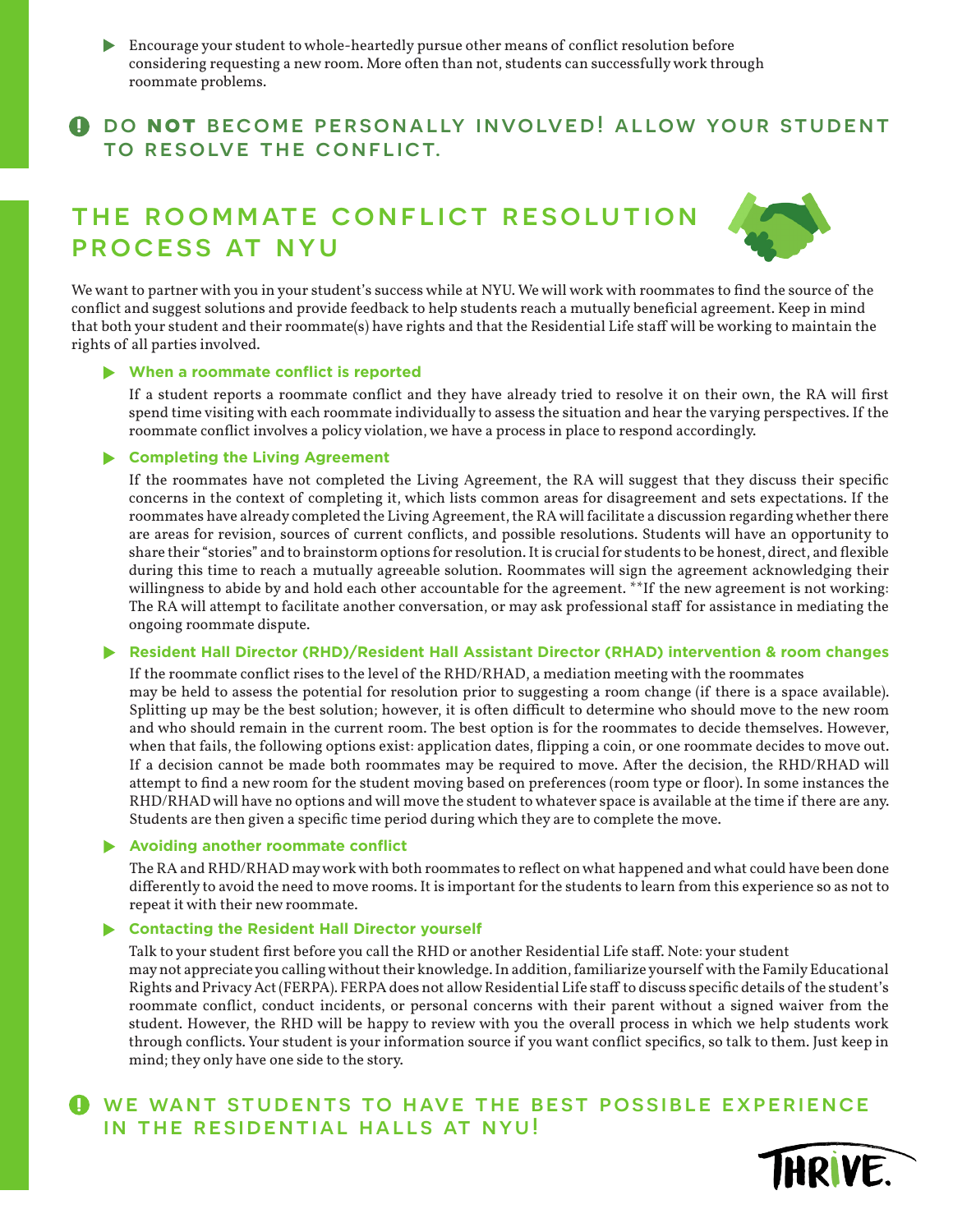- Encourage your student to whole-heartedly pursue other means of conflict resolution before considering requesting a new room. More often than not, students can successfully work through roommate problems.

## DO **NOT** BECOME PERSONALLY INVOLVED! ALLOW YOUR STUDENT TO RESOLVE THE CONFLICT.

# THE ROOMMATE CONFLICT RESOLUTION PROCESS AT NYU

We want to partner with you in your student's success while at NYU. We will work with roommates to find the source of the conflict and suggest solutions and provide feedback to help students reach a mutually beneficial agreement. Keep in mind that both your student and their roommate(s) have rights and that the Residential Life staff will be working to maintain the rights of all parties involved.

### When a roommate conflict is reported

If a student reports a roommate conflict and they have already tried to resolve it on their own, the RA will first spend time visiting with each roommate individually to assess the situation and hear the varying perspectives. If the roommate conflict involves a policy violation, we have a process in place to respond accordingly.

### Completing the Living Agreement

If the roommates have not completed the Living Agreement, the RA will suggest that they discuss their specific concerns in the context of completing it, which lists common areas for disagreement and sets expectations. If the roommates have already completed the Living Agreement, the RA will facilitate a discussion regarding whether there are areas for revision, sources of current conflicts, and possible resolutions. Students will have an opportunity to share their "stories" and to brainstorm options for resolution. It is crucial for students to be honest, direct, and flexible during this time to reach a mutually agreeable solution. Roommates will sign the agreement acknowledging their willingness to abide by and hold each other accountable for the agreement. **If the new agreement is not working: The RA will attempt to facilitate another conversation, or may ask professional staff for assistance in mediating the ongoing roommate dispute.

### Resident Hall Director (RHD)/Resident Hall Assistant Director (RHAD) intervention & room changes

If the roommate conflict rises to the level of the RHD/RHAD, a mediation meeting with the roommates may be held to assess the potential for resolution prior to suggesting a room change (if there is a space available). Splitting up may be the best solution; however, it is often difficult to determine who should move to the new room and who should remain in the current room. The best option is for the roommates to decide themselves. However, when that fails, the following options exist: application dates, flipping a coin, or one roommate decides to move out. If a decision cannot be made both roommates may be required to move. After the decision, the RHD/RHAD will attempt to find a new room for the student moving based on preferences (room type or floor). In some instances the RHD/RHAD will have no options and will move the student to whatever space is available at the time if there are any. Students are then given a specific time period during which they are to complete the move.

### Avoiding another roommate conflict

The RA and RHD/RHAD may work with both roommates to reflect on what happened and what could have been done differently to avoid the need to move rooms. It is important for the students to learn from this experience so as not to repeat it with their new roommate.

### Contacting the Resident Hall Director yourself

Talk to your student first before you call the RHD or another Residential Life staff. Note: your student may not appreciate you calling without their knowledge. In addition, familiarize yourself with the Family Educational Rights and Privacy Act (FERPA). FERPA does not allow Residential Life staff to discuss specific details of the student's roommate conflict, conduct incidents, or personal concerns with their parent without a signed waiver from the student. However, the RHD will be happy to review with you the overall process in which we help students work through conflicts. Your student is your information source if you want conflict specifics, so talk to them. Just keep in mind; they only have one side to the story.

## WE WANT STUDENTS TO HAVE THE BEST POSSIBLE EXPERIENCE IN THE RESIDENTIAL HALLS AT NYU!

THRIVE.